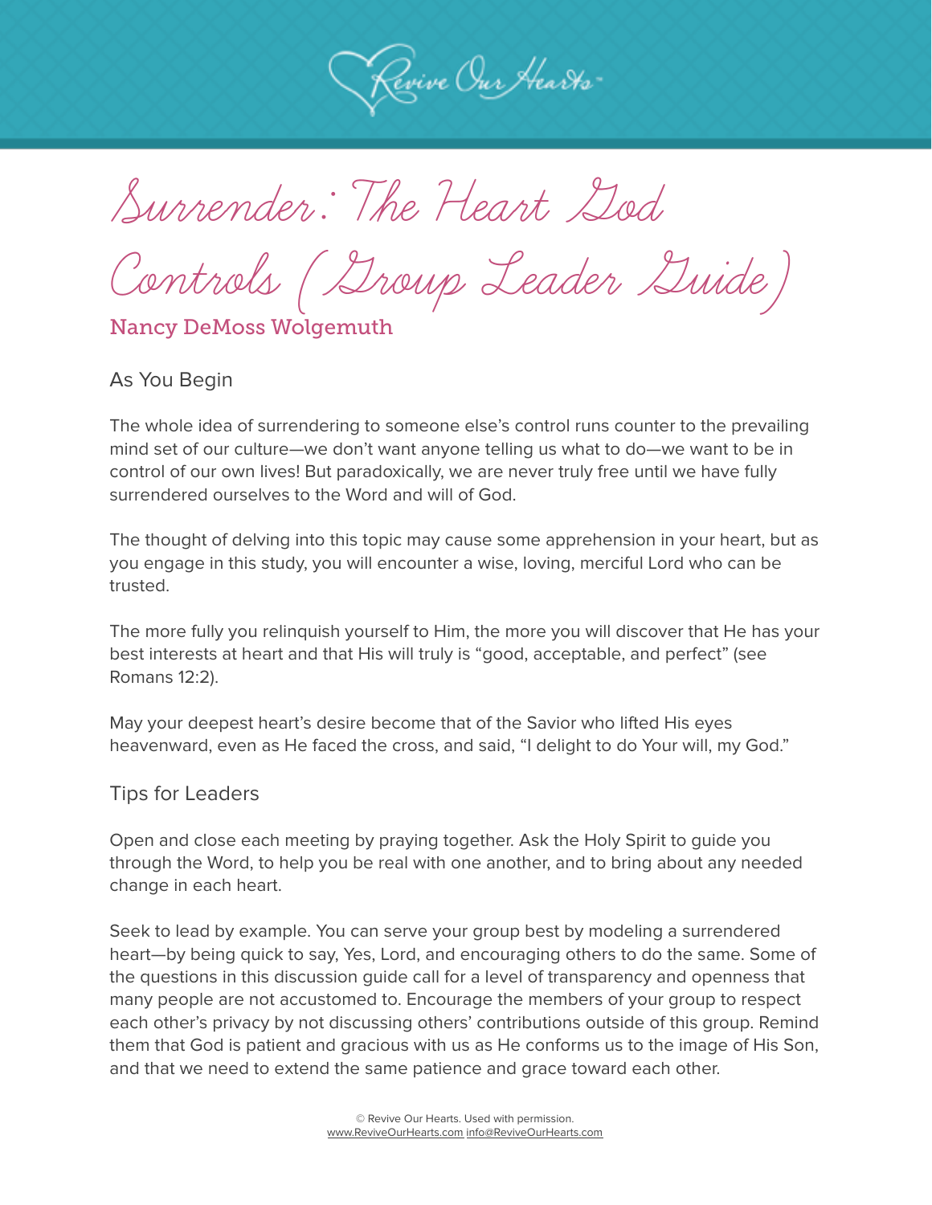# Surrender: The Heart God Controls (Group Leader Guide)

Nancy DeMoss Wolgemuth

## As You Begin

The whole idea of surrendering to someone else's control runs counter to the prevailing mind set of our culture—we don't want anyone telling us what to do—we want to be in control of our own lives! But paradoxically, we are never truly free until we have fully surrendered ourselves to the Word and will of God.

The thought of delving into this topic may cause some apprehension in your heart, but as you engage in this study, you will encounter a wise, loving, merciful Lord who can be trusted.

The more fully you relinquish yourself to Him, the more you will discover that He has your best interests at heart and that His will truly is "good, acceptable, and perfect" (see Romans 12:2).

May your deepest heart's desire become that of the Savior who lifted His eyes heavenward, even as He faced the cross, and said, "I delight to do Your will, my God."

## Tips for Leaders

Open and close each meeting by praying together. Ask the Holy Spirit to guide you through the Word, to help you be real with one another, and to bring about any needed change in each heart.

Seek to lead by example. You can serve your group best by modeling a surrendered heart—by being quick to say, Yes, Lord, and encouraging others to do the same. Some of the questions in this discussion guide call for a level of transparency and openness that many people are not accustomed to. Encourage the members of your group to respect each other's privacy by not discussing others' contributions outside of this group. Remind them that God is patient and gracious with us as He conforms us to the image of His Son, and that we need to extend the same patience and grace toward each other.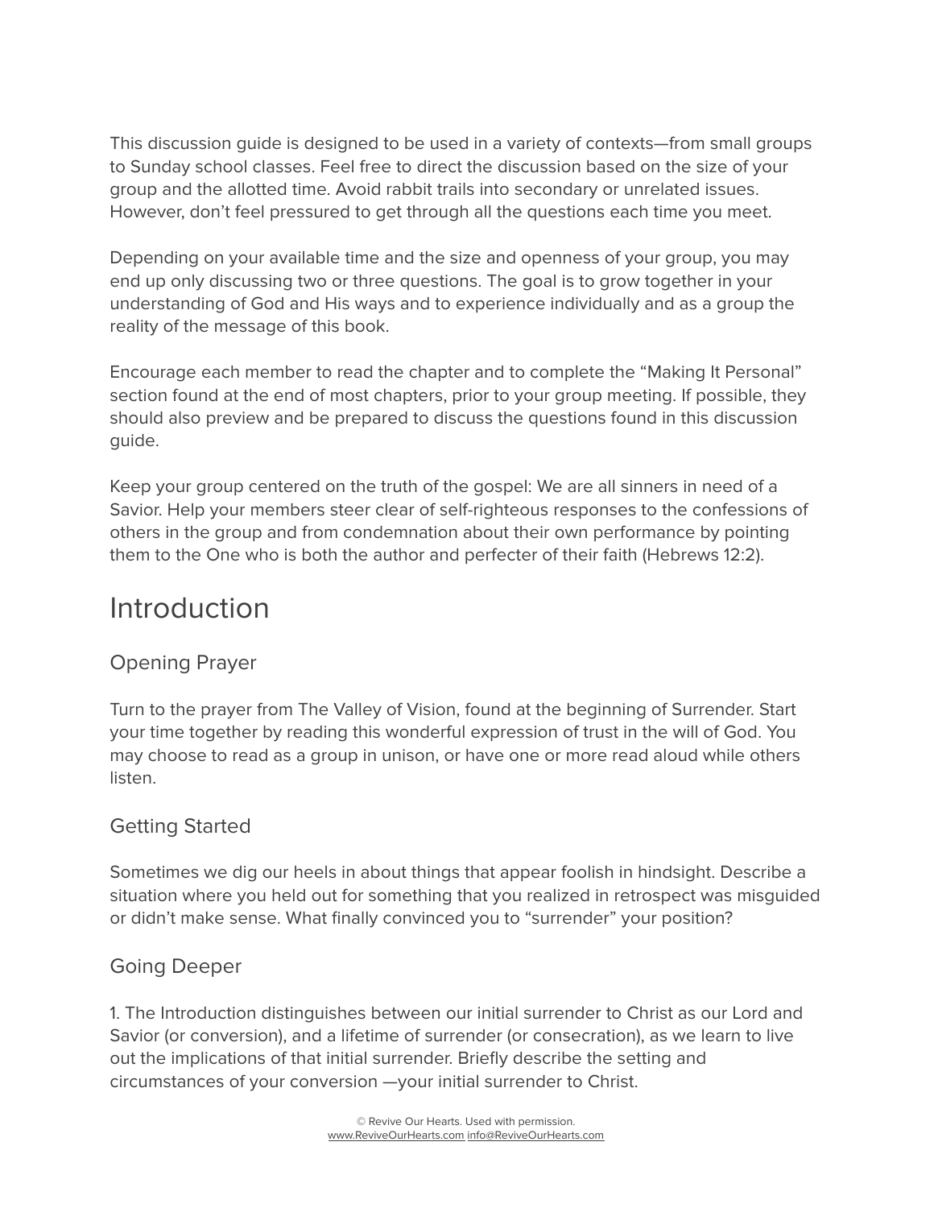This discussion guide is designed to be used in a variety of contexts—from small groups to Sunday school classes. Feel free to direct the discussion based on the size of your group and the allotted time. Avoid rabbit trails into secondary or unrelated issues. However, don't feel pressured to get through all the questions each time you meet.

Depending on your available time and the size and openness of your group, you may end up only discussing two or three questions. The goal is to grow together in your understanding of God and His ways and to experience individually and as a group the reality of the message of this book.

Encourage each member to read the chapter and to complete the "Making It Personal" section found at the end of most chapters, prior to your group meeting. If possible, they should also preview and be prepared to discuss the questions found in this discussion guide.

Keep your group centered on the truth of the gospel: We are all sinners in need of a Savior. Help your members steer clear of self-righteous responses to the confessions of others in the group and from condemnation about their own performance by pointing them to the One who is both the author and perfecter of their faith (Hebrews 12:2).

# Introduction

## Opening Prayer

Turn to the prayer from The Valley of Vision, found at the beginning of Surrender. Start your time together by reading this wonderful expression of trust in the will of God. You may choose to read as a group in unison, or have one or more read aloud while others listen.

## Getting Started

Sometimes we dig our heels in about things that appear foolish in hindsight. Describe a situation where you held out for something that you realized in retrospect was misguided or didn't make sense. What finally convinced you to "surrender" your position?

## Going Deeper

1. The Introduction distinguishes between our initial surrender to Christ as our Lord and Savior (or conversion), and a lifetime of surrender (or consecration), as we learn to live out the implications of that initial surrender. Briefly describe the setting and circumstances of your conversion —your initial surrender to Christ.

© Revive Our Hearts. Used with permission.
www.ReviveOurHearts.com info@ReviveOurHearts.com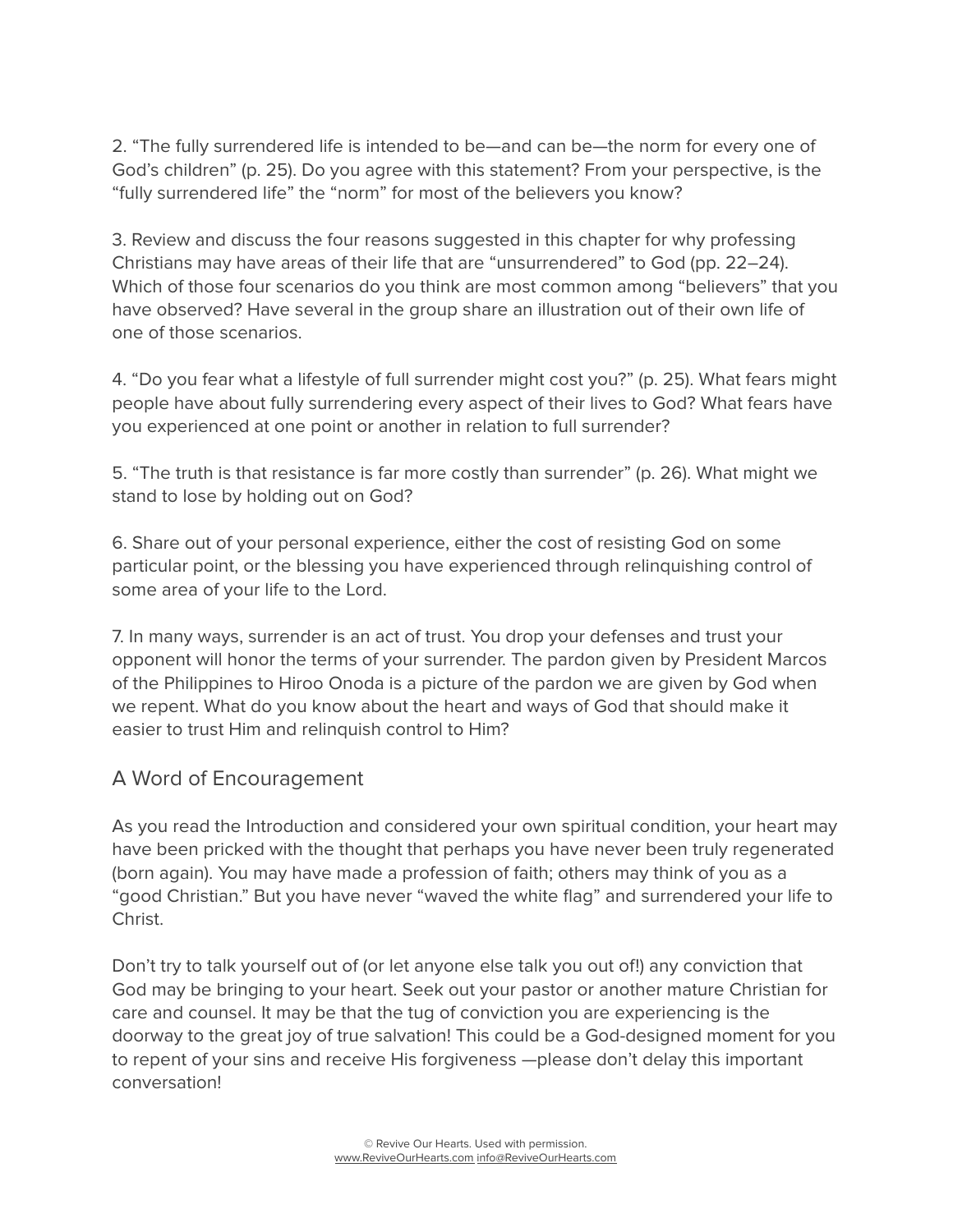2. “The fully surrendered life is intended to be—and can be—the norm for every one of God’s children” (p. 25). Do you agree with this statement? From your perspective, is the “fully surrendered life” the “norm” for most of the believers you know?

3. Review and discuss the four reasons suggested in this chapter for why professing Christians may have areas of their life that are “unsurrendered” to God (pp. 22–24). Which of those four scenarios do you think are most common among “believers” that you have observed? Have several in the group share an illustration out of their own life of one of those scenarios.

4. “Do you fear what a lifestyle of full surrender might cost you?” (p. 25). What fears might people have about fully surrendering every aspect of their lives to God? What fears have you experienced at one point or another in relation to full surrender?

5. “The truth is that resistance is far more costly than surrender” (p. 26). What might we stand to lose by holding out on God?

6. Share out of your personal experience, either the cost of resisting God on some particular point, or the blessing you have experienced through relinquishing control of some area of your life to the Lord.

7. In many ways, surrender is an act of trust. You drop your defenses and trust your opponent will honor the terms of your surrender. The pardon given by President Marcos of the Philippines to Hiroo Onoda is a picture of the pardon we are given by God when we repent. What do you know about the heart and ways of God that should make it easier to trust Him and relinquish control to Him?

## A Word of Encouragement

As you read the Introduction and considered your own spiritual condition, your heart may have been pricked with the thought that perhaps you have never been truly regenerated (born again). You may have made a profession of faith; others may think of you as a “good Christian.” But you have never “waved the white flag” and surrendered your life to Christ.

Don’t try to talk yourself out of (or let anyone else talk you out of!) any conviction that God may be bringing to your heart. Seek out your pastor or another mature Christian for care and counsel. It may be that the tug of conviction you are experiencing is the doorway to the great joy of true salvation! This could be a God-designed moment for you to repent of your sins and receive His forgiveness —please don’t delay this important conversation!

© Revive Our Hearts. Used with permission.
www.ReviveOurHearts.com info@ReviveOurHearts.com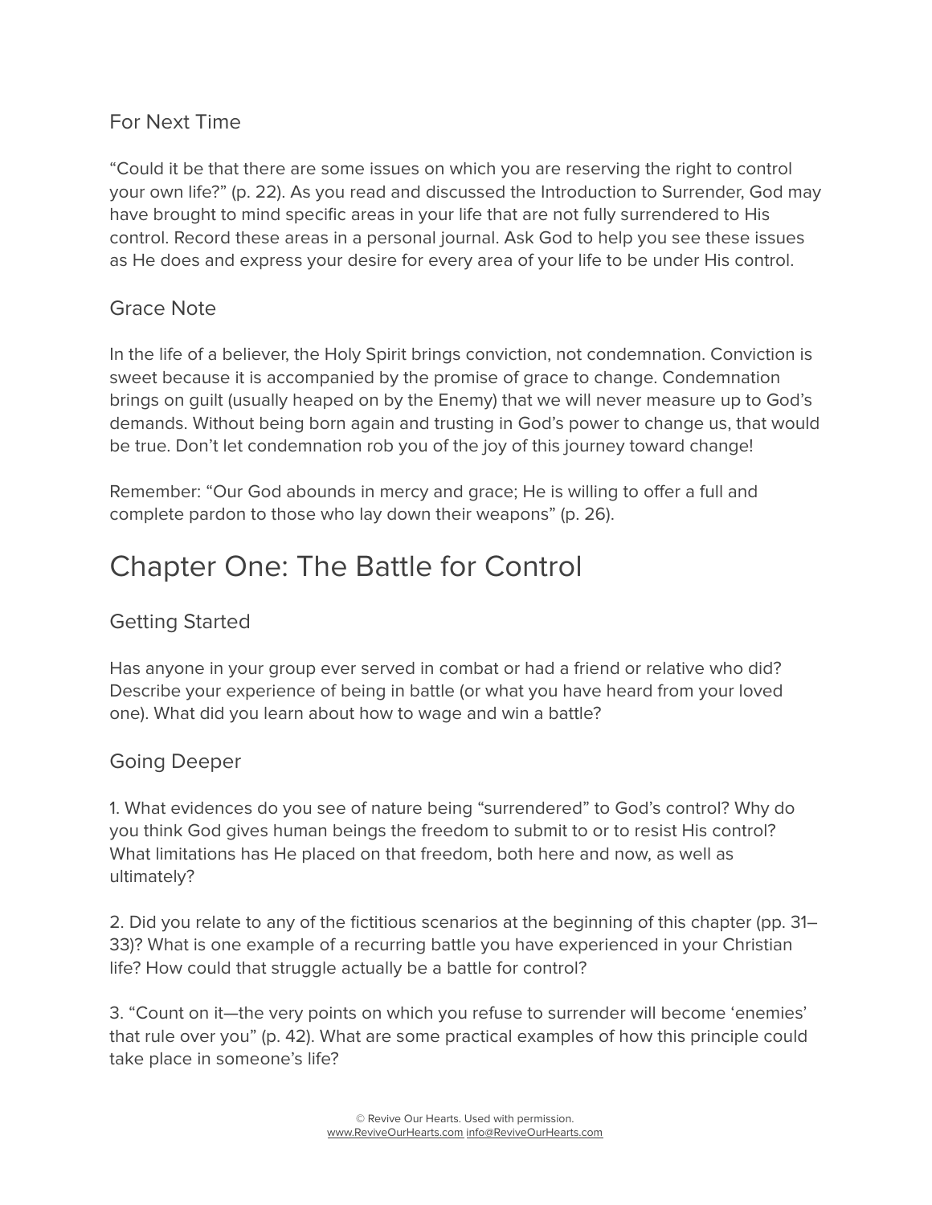### For Next Time

"Could it be that there are some issues on which you are reserving the right to control your own life?" (p. 22). As you read and discussed the Introduction to Surrender, God may have brought to mind specific areas in your life that are not fully surrendered to His control. Record these areas in a personal journal. Ask God to help you see these issues as He does and express your desire for every area of your life to be under His control.

### Grace Note

In the life of a believer, the Holy Spirit brings conviction, not condemnation. Conviction is sweet because it is accompanied by the promise of grace to change. Condemnation brings on guilt (usually heaped on by the Enemy) that we will never measure up to God's demands. Without being born again and trusting in God's power to change us, that would be true. Don't let condemnation rob you of the joy of this journey toward change!

Remember: "Our God abounds in mercy and grace; He is willing to offer a full and complete pardon to those who lay down their weapons" (p. 26).

## Chapter One: The Battle for Control

### Getting Started

Has anyone in your group ever served in combat or had a friend or relative who did? Describe your experience of being in battle (or what you have heard from your loved one). What did you learn about how to wage and win a battle?

### Going Deeper

1. What evidences do you see of nature being "surrendered" to God's control? Why do you think God gives human beings the freedom to submit to or to resist His control? What limitations has He placed on that freedom, both here and now, as well as ultimately?

2. Did you relate to any of the fictitious scenarios at the beginning of this chapter (pp. 31–33)? What is one example of a recurring battle you have experienced in your Christian life? How could that struggle actually be a battle for control?

3. "Count on it—the very points on which you refuse to surrender will become 'enemies' that rule over you" (p. 42). What are some practical examples of how this principle could take place in someone's life?

© Revive Our Hearts. Used with permission.
www.ReviveOurHearts.com info@ReviveOurHearts.com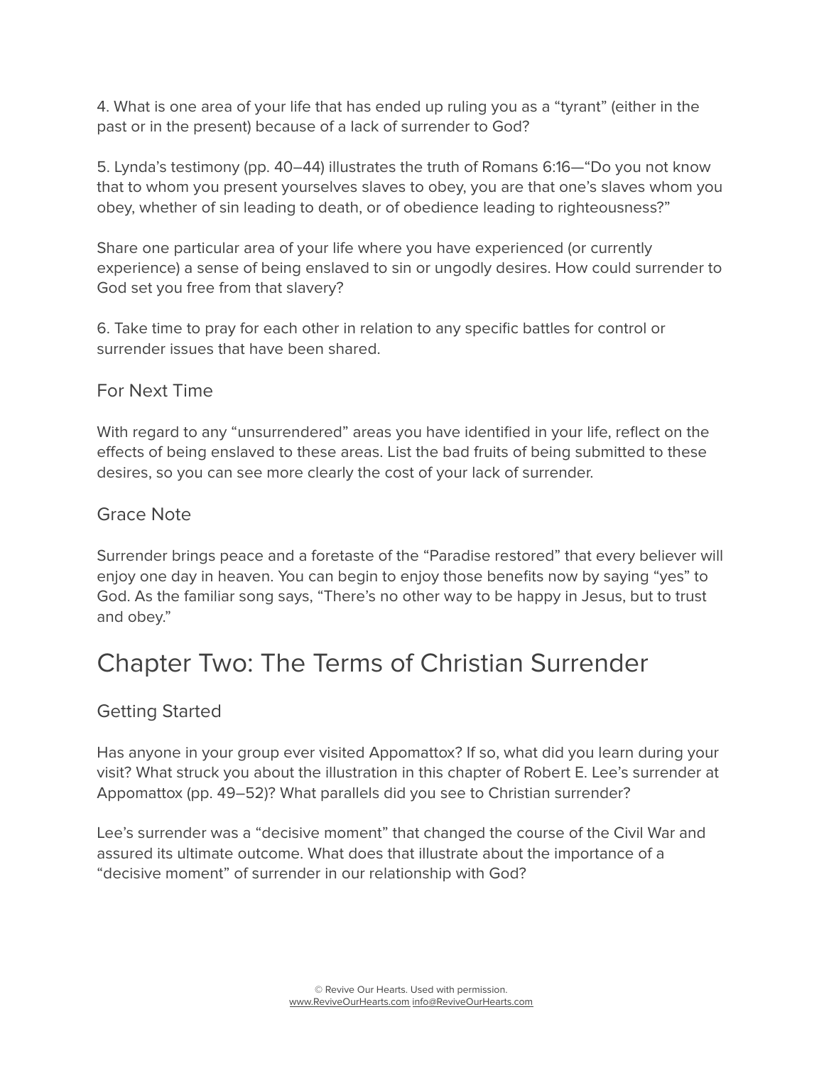4. What is one area of your life that has ended up ruling you as a “tyrant” (either in the past or in the present) because of a lack of surrender to God?

5. Lynda’s testimony (pp. 40–44) illustrates the truth of Romans 6:16—“Do you not know that to whom you present yourselves slaves to obey, you are that one’s slaves whom you obey, whether of sin leading to death, or of obedience leading to righteousness?”

Share one particular area of your life where you have experienced (or currently experience) a sense of being enslaved to sin or ungodly desires. How could surrender to God set you free from that slavery?

6. Take time to pray for each other in relation to any specific battles for control or surrender issues that have been shared.

### For Next Time

With regard to any “unsurrendered” areas you have identified in your life, reflect on the effects of being enslaved to these areas. List the bad fruits of being submitted to these desires, so you can see more clearly the cost of your lack of surrender.

### Grace Note

Surrender brings peace and a foretaste of the “Paradise restored” that every believer will enjoy one day in heaven. You can begin to enjoy those benefits now by saying “yes” to God. As the familiar song says, “There’s no other way to be happy in Jesus, but to trust and obey.”

## Chapter Two: The Terms of Christian Surrender

### Getting Started

Has anyone in your group ever visited Appomattox? If so, what did you learn during your visit? What struck you about the illustration in this chapter of Robert E. Lee’s surrender at Appomattox (pp. 49–52)? What parallels did you see to Christian surrender?

Lee’s surrender was a “decisive moment” that changed the course of the Civil War and assured its ultimate outcome. What does that illustrate about the importance of a “decisive moment” of surrender in our relationship with God?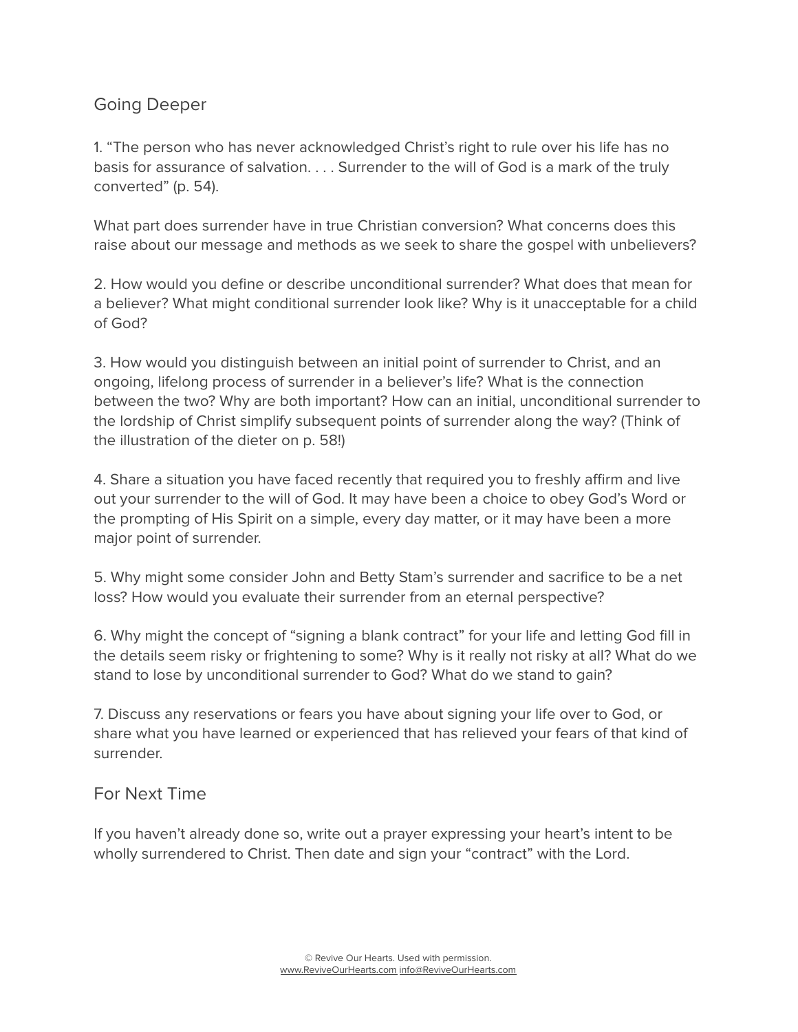## Going Deeper

1. “The person who has never acknowledged Christ’s right to rule over his life has no basis for assurance of salvation. . . . Surrender to the will of God is a mark of the truly converted” (p. 54).

What part does surrender have in true Christian conversion? What concerns does this raise about our message and methods as we seek to share the gospel with unbelievers?

2. How would you define or describe unconditional surrender? What does that mean for a believer? What might conditional surrender look like? Why is it unacceptable for a child of God?

3. How would you distinguish between an initial point of surrender to Christ, and an ongoing, lifelong process of surrender in a believer’s life? What is the connection between the two? Why are both important? How can an initial, unconditional surrender to the lordship of Christ simplify subsequent points of surrender along the way? (Think of the illustration of the dieter on p. 58!)

4. Share a situation you have faced recently that required you to freshly affirm and live out your surrender to the will of God. It may have been a choice to obey God’s Word or the prompting of His Spirit on a simple, every day matter, or it may have been a more major point of surrender.

5. Why might some consider John and Betty Stam’s surrender and sacrifice to be a net loss? How would you evaluate their surrender from an eternal perspective?

6. Why might the concept of “signing a blank contract” for your life and letting God fill in the details seem risky or frightening to some? Why is it really not risky at all? What do we stand to lose by unconditional surrender to God? What do we stand to gain?

7. Discuss any reservations or fears you have about signing your life over to God, or share what you have learned or experienced that has relieved your fears of that kind of surrender.

## For Next Time

If you haven’t already done so, write out a prayer expressing your heart’s intent to be wholly surrendered to Christ. Then date and sign your “contract” with the Lord.

© Revive Our Hearts. Used with permission.
www.ReviveOurHearts.com info@ReviveOurHearts.com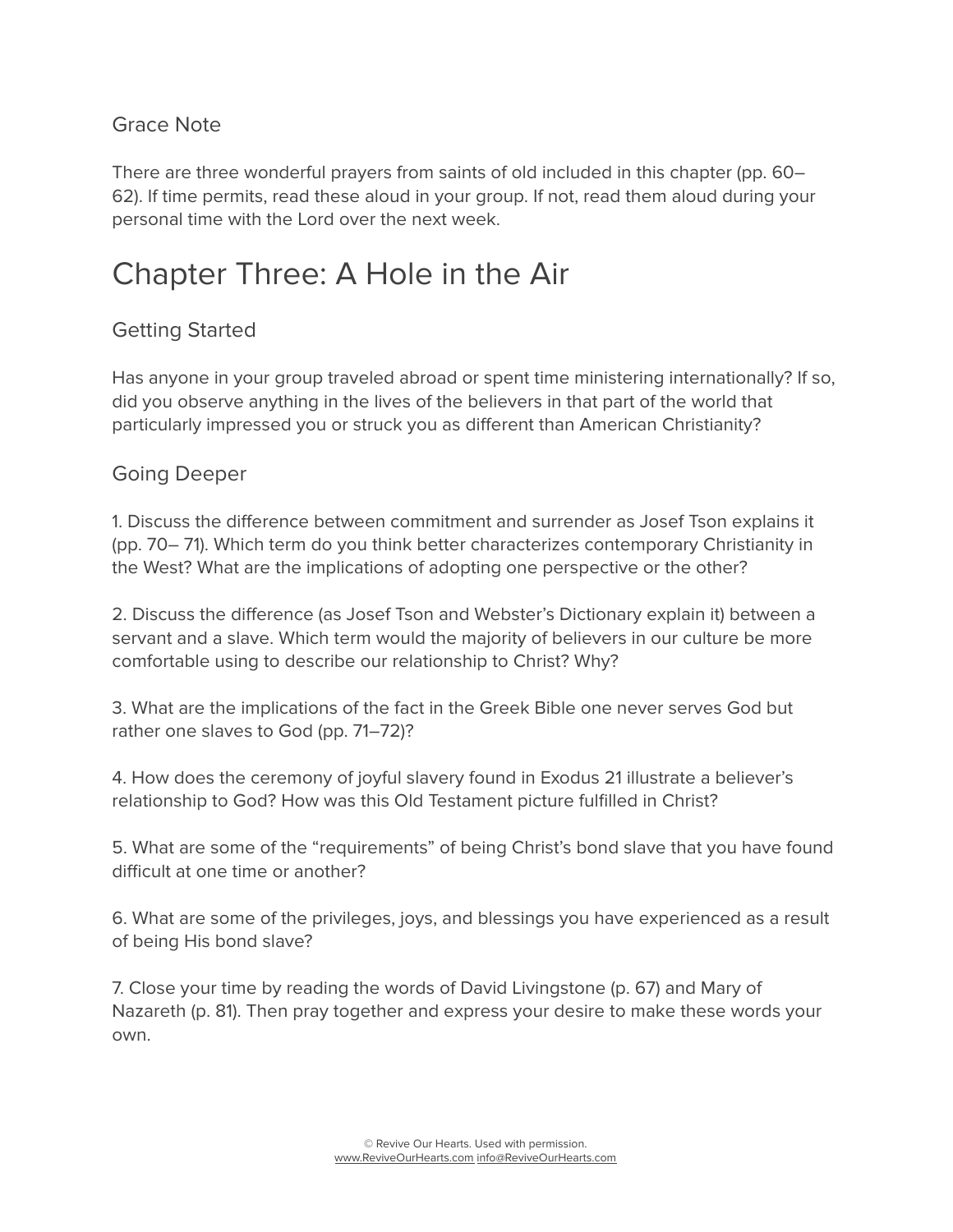### Grace Note

There are three wonderful prayers from saints of old included in this chapter (pp. 60–62). If time permits, read these aloud in your group. If not, read them aloud during your personal time with the Lord over the next week.

# Chapter Three: A Hole in the Air

### Getting Started

Has anyone in your group traveled abroad or spent time ministering internationally? If so, did you observe anything in the lives of the believers in that part of the world that particularly impressed you or struck you as different than American Christianity?

### Going Deeper

1. Discuss the difference between commitment and surrender as Josef Tson explains it (pp. 70– 71). Which term do you think better characterizes contemporary Christianity in the West? What are the implications of adopting one perspective or the other?

2. Discuss the difference (as Josef Tson and Webster's Dictionary explain it) between a servant and a slave. Which term would the majority of believers in our culture be more comfortable using to describe our relationship to Christ? Why?

3. What are the implications of the fact in the Greek Bible one never serves God but rather one slaves to God (pp. 71–72)?

4. How does the ceremony of joyful slavery found in Exodus 21 illustrate a believer's relationship to God? How was this Old Testament picture fulfilled in Christ?

5. What are some of the "requirements" of being Christ's bond slave that you have found difficult at one time or another?

6. What are some of the privileges, joys, and blessings you have experienced as a result of being His bond slave?

7. Close your time by reading the words of David Livingstone (p. 67) and Mary of Nazareth (p. 81). Then pray together and express your desire to make these words your own.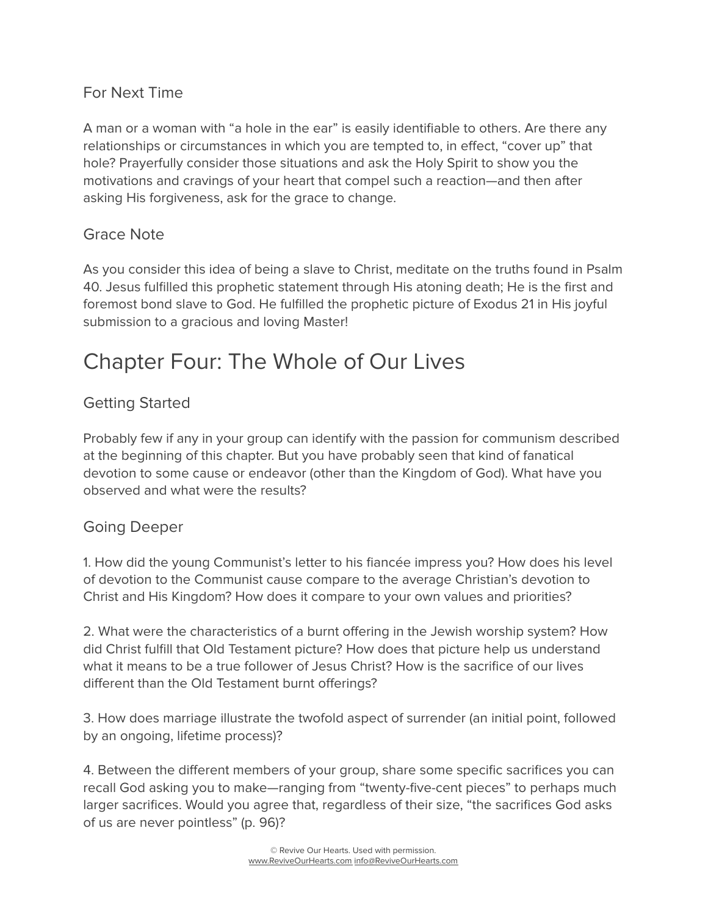### For Next Time

A man or a woman with "a hole in the ear" is easily identifiable to others. Are there any relationships or circumstances in which you are tempted to, in effect, "cover up" that hole? Prayerfully consider those situations and ask the Holy Spirit to show you the motivations and cravings of your heart that compel such a reaction—and then after asking His forgiveness, ask for the grace to change.

### Grace Note

As you consider this idea of being a slave to Christ, meditate on the truths found in Psalm 40. Jesus fulfilled this prophetic statement through His atoning death; He is the first and foremost bond slave to God. He fulfilled the prophetic picture of Exodus 21 in His joyful submission to a gracious and loving Master!

## Chapter Four: The Whole of Our Lives

### Getting Started

Probably few if any in your group can identify with the passion for communism described at the beginning of this chapter. But you have probably seen that kind of fanatical devotion to some cause or endeavor (other than the Kingdom of God). What have you observed and what were the results?

### Going Deeper

1. How did the young Communist's letter to his fiancée impress you? How does his level of devotion to the Communist cause compare to the average Christian's devotion to Christ and His Kingdom? How does it compare to your own values and priorities?

2. What were the characteristics of a burnt offering in the Jewish worship system? How did Christ fulfill that Old Testament picture? How does that picture help us understand what it means to be a true follower of Jesus Christ? How is the sacrifice of our lives different than the Old Testament burnt offerings?

3. How does marriage illustrate the twofold aspect of surrender (an initial point, followed by an ongoing, lifetime process)?

4. Between the different members of your group, share some specific sacrifices you can recall God asking you to make—ranging from "twenty-five-cent pieces" to perhaps much larger sacrifices. Would you agree that, regardless of their size, "the sacrifices God asks of us are never pointless" (p. 96)?

© Revive Our Hearts. Used with permission.
www.ReviveOurHearts.com info@ReviveOurHearts.com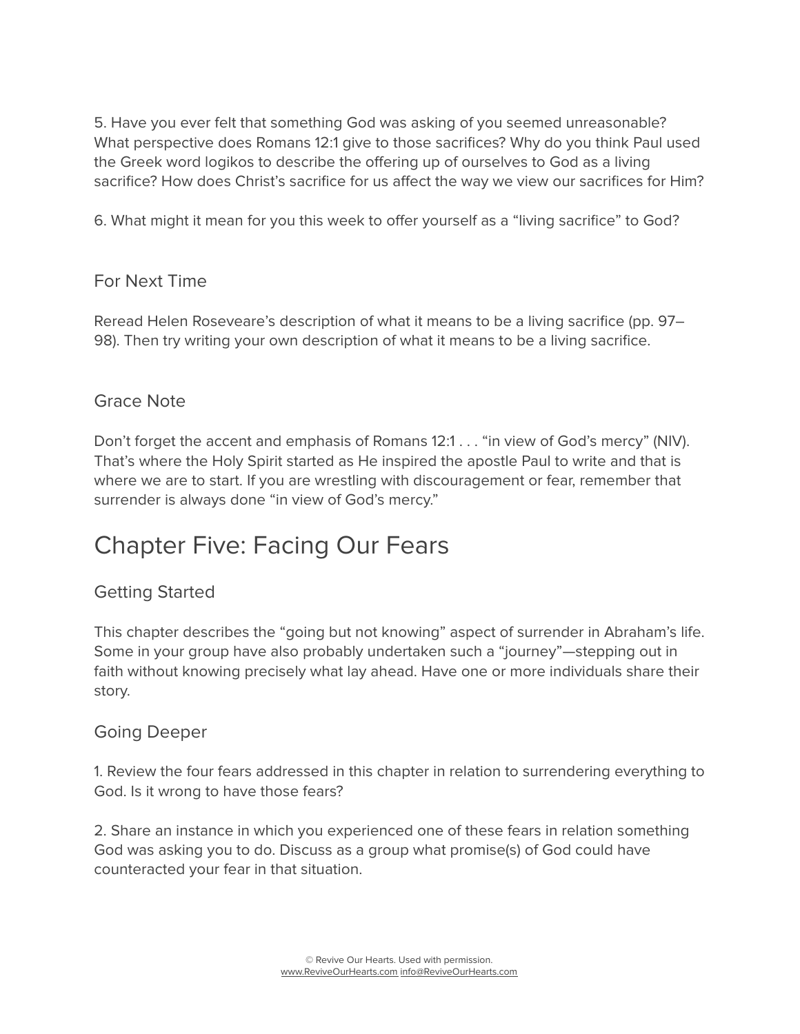5. Have you ever felt that something God was asking of you seemed unreasonable? What perspective does Romans 12:1 give to those sacrifices? Why do you think Paul used the Greek word logikos to describe the offering up of ourselves to God as a living sacrifice? How does Christ's sacrifice for us affect the way we view our sacrifices for Him?

6. What might it mean for you this week to offer yourself as a "living sacrifice" to God?

### For Next Time

Reread Helen Roseveare's description of what it means to be a living sacrifice (pp. 97–98). Then try writing your own description of what it means to be a living sacrifice.

### Grace Note

Don't forget the accent and emphasis of Romans 12:1 . . . "in view of God's mercy" (NIV). That's where the Holy Spirit started as He inspired the apostle Paul to write and that is where we are to start. If you are wrestling with discouragement or fear, remember that surrender is always done "in view of God's mercy."

## Chapter Five: Facing Our Fears

### Getting Started

This chapter describes the "going but not knowing" aspect of surrender in Abraham's life. Some in your group have also probably undertaken such a "journey"—stepping out in faith without knowing precisely what lay ahead. Have one or more individuals share their story.

### Going Deeper

1. Review the four fears addressed in this chapter in relation to surrendering everything to God. Is it wrong to have those fears?

2. Share an instance in which you experienced one of these fears in relation something God was asking you to do. Discuss as a group what promise(s) of God could have counteracted your fear in that situation.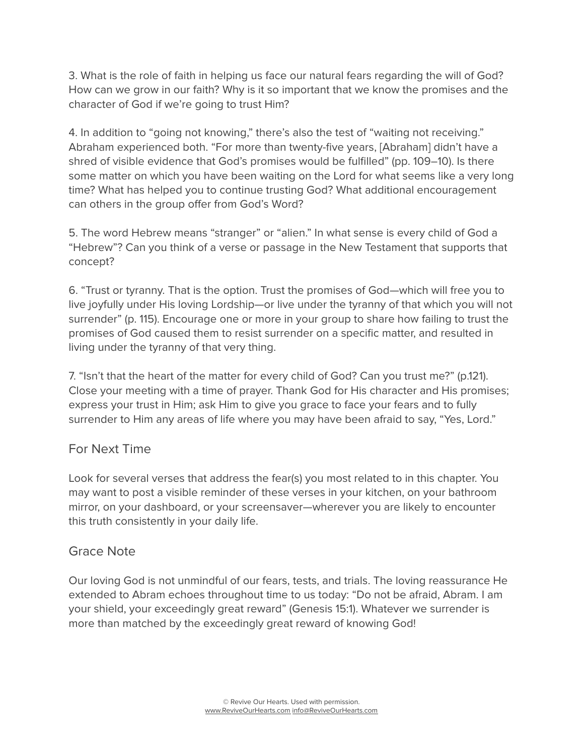3. What is the role of faith in helping us face our natural fears regarding the will of God? How can we grow in our faith? Why is it so important that we know the promises and the character of God if we're going to trust Him?

4. In addition to "going not knowing," there's also the test of "waiting not receiving." Abraham experienced both. "For more than twenty-five years, [Abraham] didn't have a shred of visible evidence that God's promises would be fulfilled" (pp. 109–10). Is there some matter on which you have been waiting on the Lord for what seems like a very long time? What has helped you to continue trusting God? What additional encouragement can others in the group offer from God's Word?

5. The word Hebrew means "stranger" or "alien." In what sense is every child of God a "Hebrew"? Can you think of a verse or passage in the New Testament that supports that concept?

6. "Trust or tyranny. That is the option. Trust the promises of God—which will free you to live joyfully under His loving Lordship—or live under the tyranny of that which you will not surrender" (p. 115). Encourage one or more in your group to share how failing to trust the promises of God caused them to resist surrender on a specific matter, and resulted in living under the tyranny of that very thing.

7. "Isn't that the heart of the matter for every child of God? Can you trust me?" (p.121). Close your meeting with a time of prayer. Thank God for His character and His promises; express your trust in Him; ask Him to give you grace to face your fears and to fully surrender to Him any areas of life where you may have been afraid to say, "Yes, Lord."

## For Next Time

Look for several verses that address the fear(s) you most related to in this chapter. You may want to post a visible reminder of these verses in your kitchen, on your bathroom mirror, on your dashboard, or your screensaver—wherever you are likely to encounter this truth consistently in your daily life.

## Grace Note

Our loving God is not unmindful of our fears, tests, and trials. The loving reassurance He extended to Abram echoes throughout time to us today: "Do not be afraid, Abram. I am your shield, your exceedingly great reward" (Genesis 15:1). Whatever we surrender is more than matched by the exceedingly great reward of knowing God!

© Revive Our Hearts. Used with permission.
www.ReviveOurHearts.com info@ReviveOurHearts.com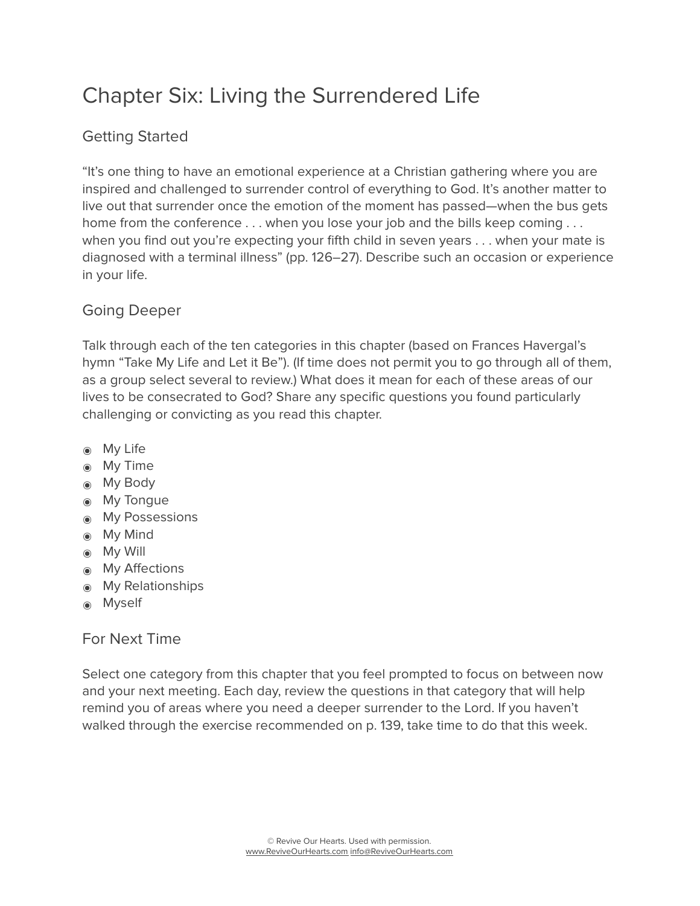# Chapter Six: Living the Surrendered Life

## Getting Started

"It's one thing to have an emotional experience at a Christian gathering where you are inspired and challenged to surrender control of everything to God. It's another matter to live out that surrender once the emotion of the moment has passed—when the bus gets home from the conference . . . when you lose your job and the bills keep coming . . . when you find out you're expecting your fifth child in seven years . . . when your mate is diagnosed with a terminal illness" (pp. 126–27). Describe such an occasion or experience in your life.

## Going Deeper

Talk through each of the ten categories in this chapter (based on Frances Havergal's hymn "Take My Life and Let it Be"). (If time does not permit you to go through all of them, as a group select several to review.) What does it mean for each of these areas of our lives to be consecrated to God? Share any specific questions you found particularly challenging or convicting as you read this chapter.

- My Life
- My Time
- My Body
- My Tongue
- My Possessions
- My Mind
- My Will
- My Affections
- My Relationships
- Myself

## For Next Time

Select one category from this chapter that you feel prompted to focus on between now and your next meeting. Each day, review the questions in that category that will help remind you of areas where you need a deeper surrender to the Lord. If you haven't walked through the exercise recommended on p. 139, take time to do that this week.

© Revive Our Hearts. Used with permission.
www.ReviveOurHearts.com info@ReviveOurHearts.com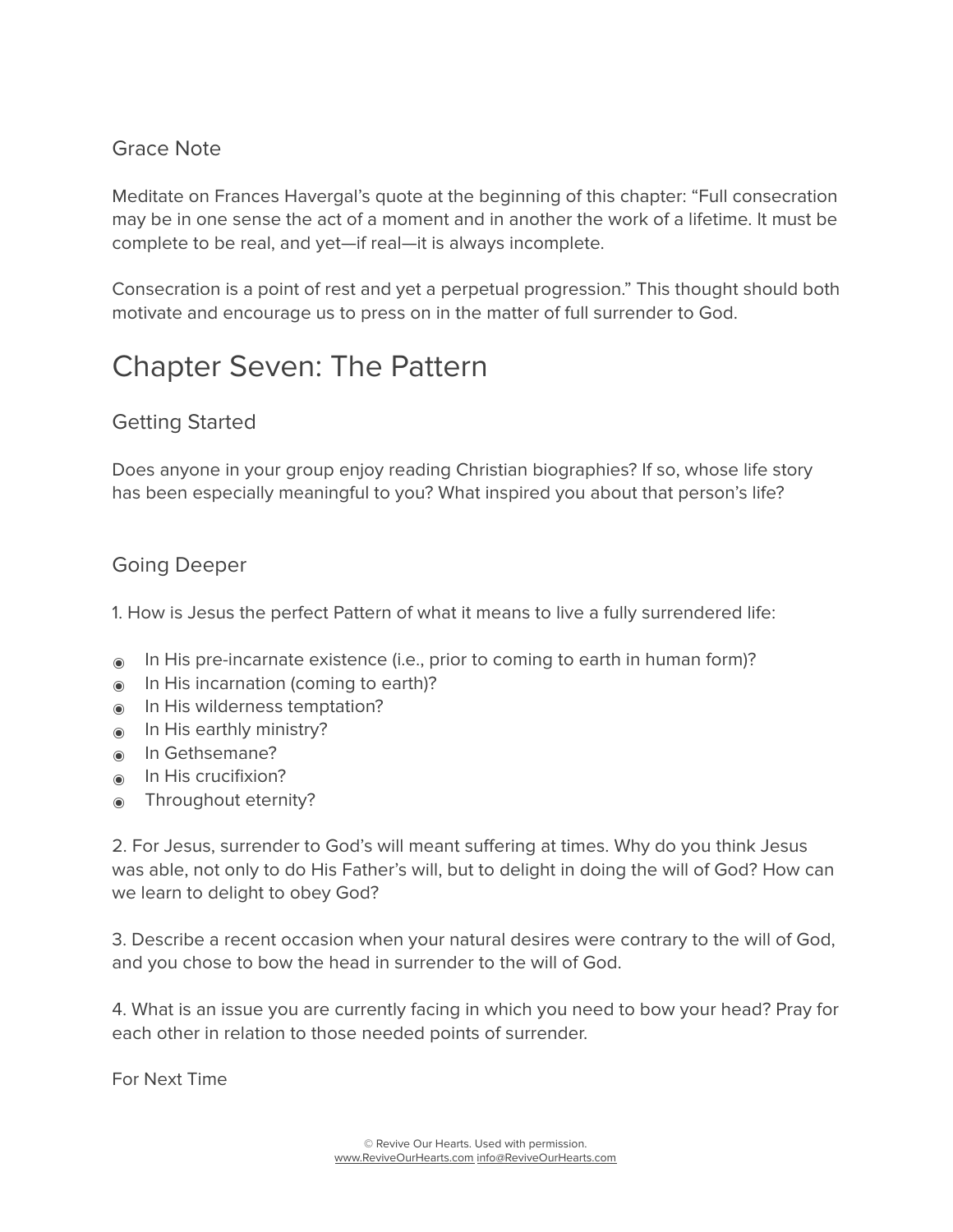### Grace Note

Meditate on Frances Havergal's quote at the beginning of this chapter: "Full consecration may be in one sense the act of a moment and in another the work of a lifetime. It must be complete to be real, and yet—if real—it is always incomplete.

Consecration is a point of rest and yet a perpetual progression." This thought should both motivate and encourage us to press on in the matter of full surrender to God.

# Chapter Seven: The Pattern

### Getting Started

Does anyone in your group enjoy reading Christian biographies? If so, whose life story has been especially meaningful to you? What inspired you about that person's life?

### Going Deeper

1. How is Jesus the perfect Pattern of what it means to live a fully surrendered life:

- In His pre-incarnate existence (i.e., prior to coming to earth in human form)?
- In His incarnation (coming to earth)?
- In His wilderness temptation?
- In His earthly ministry?
- In Gethsemane?
- In His crucifixion?
- Throughout eternity?

2. For Jesus, surrender to God's will meant suffering at times. Why do you think Jesus was able, not only to do His Father's will, but to delight in doing the will of God? How can we learn to delight to obey God?

3. Describe a recent occasion when your natural desires were contrary to the will of God, and you chose to bow the head in surrender to the will of God.

4. What is an issue you are currently facing in which you need to bow your head? Pray for each other in relation to those needed points of surrender.

### For Next Time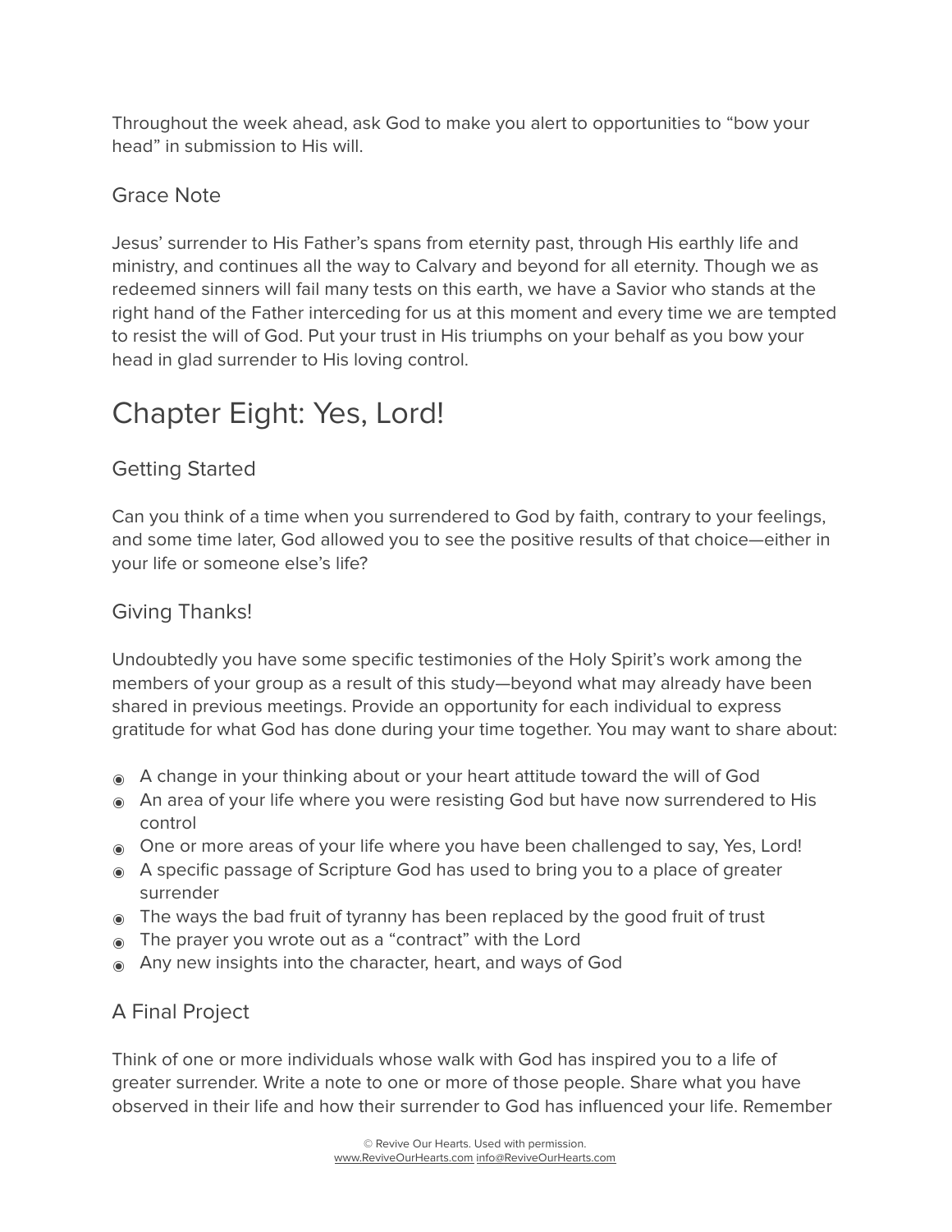Throughout the week ahead, ask God to make you alert to opportunities to “bow your head” in submission to His will.

### Grace Note

Jesus’ surrender to His Father’s spans from eternity past, through His earthly life and ministry, and continues all the way to Calvary and beyond for all eternity. Though we as redeemed sinners will fail many tests on this earth, we have a Savior who stands at the right hand of the Father interceding for us at this moment and every time we are tempted to resist the will of God. Put your trust in His triumphs on your behalf as you bow your head in glad surrender to His loving control.

## Chapter Eight: Yes, Lord!

### Getting Started

Can you think of a time when you surrendered to God by faith, contrary to your feelings, and some time later, God allowed you to see the positive results of that choice—either in your life or someone else’s life?

### Giving Thanks!

Undoubtedly you have some specific testimonies of the Holy Spirit’s work among the members of your group as a result of this study—beyond what may already have been shared in previous meetings. Provide an opportunity for each individual to express gratitude for what God has done during your time together. You may want to share about:

- A change in your thinking about or your heart attitude toward the will of God
- An area of your life where you were resisting God but have now surrendered to His control
- One or more areas of your life where you have been challenged to say, Yes, Lord!
- A specific passage of Scripture God has used to bring you to a place of greater surrender
- The ways the bad fruit of tyranny has been replaced by the good fruit of trust
- The prayer you wrote out as a “contract” with the Lord
- Any new insights into the character, heart, and ways of God

### A Final Project

Think of one or more individuals whose walk with God has inspired you to a life of greater surrender. Write a note to one or more of those people. Share what you have observed in their life and how their surrender to God has influenced your life. Remember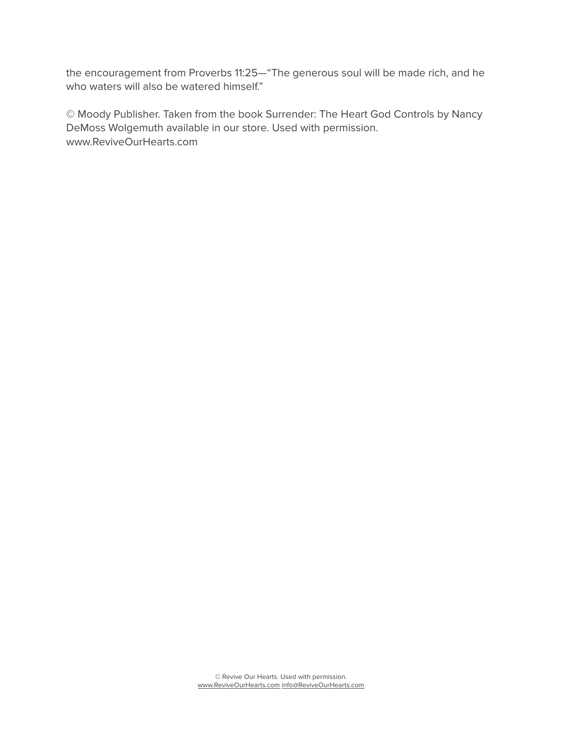the encouragement from Proverbs 11:25—“The generous soul will be made rich, and he who waters will also be watered himself.”

© Moody Publisher. Taken from the book Surrender: The Heart God Controls by Nancy DeMoss Wolgemuth available in our store. Used with permission.
www.ReviveOurHearts.com